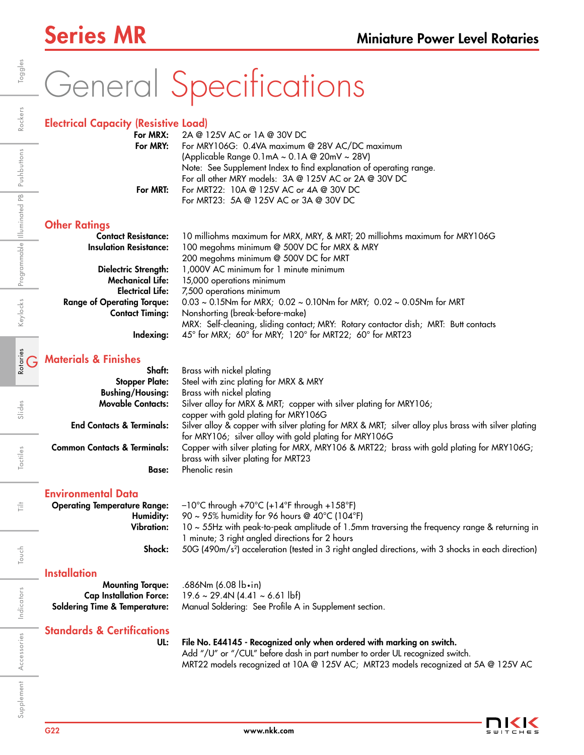# General Specifications

## Electrical Capacity (Resistive Load)

**For MRX:** 2A @ 125V AC or 1A @ 30V DC

**For MRY:** For MRY106G: 0.4VA maximum @ 28V AC/DC maximum
(Applicable Range 0.1mA ~ 0.1A @ 20mV ~ 28V)
Note: See Supplement Index to find explanation of operating range.
For all other MRY models: 3A @ 125V AC or 2A @ 30V DC

**For MRT:** For MRT22: 10A @ 125V AC or 4A @ 30V DC
For MRT23: 5A @ 125V AC or 3A @ 30V DC

## Other Ratings

**Contact Resistance:** 10 milliohms maximum for MRX, MRY, & MRT; 20 milliohms maximum for MRY106G

**Insulation Resistance:** 100 megohms minimum @ 500V DC for MRX & MRY
200 megohms minimum @ 500V DC for MRT

**Dielectric Strength:** 1,000V AC minimum for 1 minute minimum

**Mechanical Life:** 15,000 operations minimum

**Electrical Life:** 7,500 operations minimum

**Range of Operating Torque:** 0.03 ~ 0.15Nm for MRX; 0.02 ~ 0.10Nm for MRY; 0.02 ~ 0.05Nm for MRT

**Contact Timing:** Nonshorting (break-before-make)
MRX: Self-cleaning, sliding contact; MRY: Rotary contactor dish; MRT: Butt contacts

**Indexing:** 45° for MRX; 60° for MRY; 120° for MRT22; 60° for MRT23

## Materials & Finishes

**Shaft:** Brass with nickel plating

**Stopper Plate:** Steel with zinc plating for MRX & MRY

**Bushing/Housing:** Brass with nickel plating

**Movable Contacts:** Silver alloy for MRX & MRT; copper with silver plating for MRY106;
copper with gold plating for MRY106G

**End Contacts & Terminals:** Silver alloy & copper with silver plating for MRX & MRT; silver alloy plus brass with silver plating for MRY106; silver alloy with gold plating for MRY106G

**Common Contacts & Terminals:** Copper with silver plating for MRX, MRY106 & MRT22; brass with gold plating for MRY106G;
brass with silver plating for MRT23

**Base:** Phenolic resin

## Environmental Data

**Operating Temperature Range:** –10°C through +70°C (+14°F through +158°F)

**Humidity:** 90 ~ 95% humidity for 96 hours @ 40°C (104°F)

**Vibration:** 10 ~ 55Hz with peak-to-peak amplitude of 1.5mm traversing the frequency range & returning in 1 minute; 3 right angled directions for 2 hours

**Shock:** 50G (490m/s²) acceleration (tested in 3 right angled directions, with 3 shocks in each direction)

## Installation

**Mounting Torque:** .686Nm (6.08 lb•in)

**Cap Installation Force:** 19.6 ~ 29.4N (4.41 ~ 6.61 lbf)

**Soldering Time & Temperature:** Manual Soldering: See Profile A in Supplement section.

## Standards & Certifications

**UL:** **File No. E44145 - Recognized only when ordered with marking on switch.**
Add "/U" or "/CUL" before dash in part number to order UL recognized switch.
MRT22 models recognized at 10A @ 125V AC; MRT23 models recognized at 5A @ 125V AC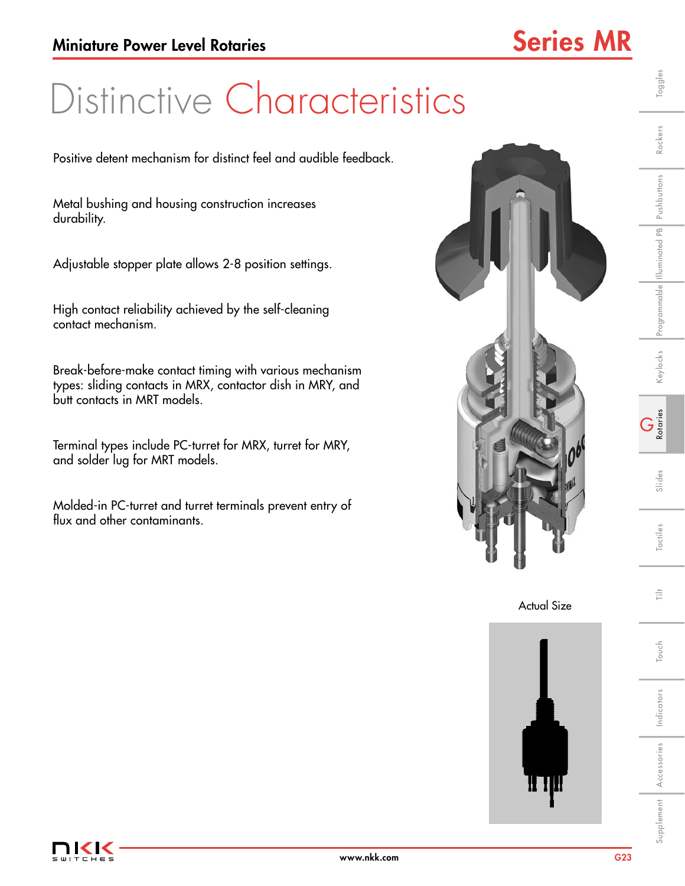# Distinctive Characteristics

Positive detent mechanism for distinct feel and audible feedback.

Metal bushing and housing construction increases durability.

Adjustable stopper plate allows 2-8 position settings.

High contact reliability achieved by the self-cleaning contact mechanism.

Break-before-make contact timing with various mechanism types: sliding contacts in MRX, contactor dish in MRY, and butt contacts in MRT models.

Terminal types include PC-turret for MRX, turret for MRY, and solder lug for MRT models.

Molded-in PC-turret and turret terminals prevent entry of flux and other contaminants.

Actual Size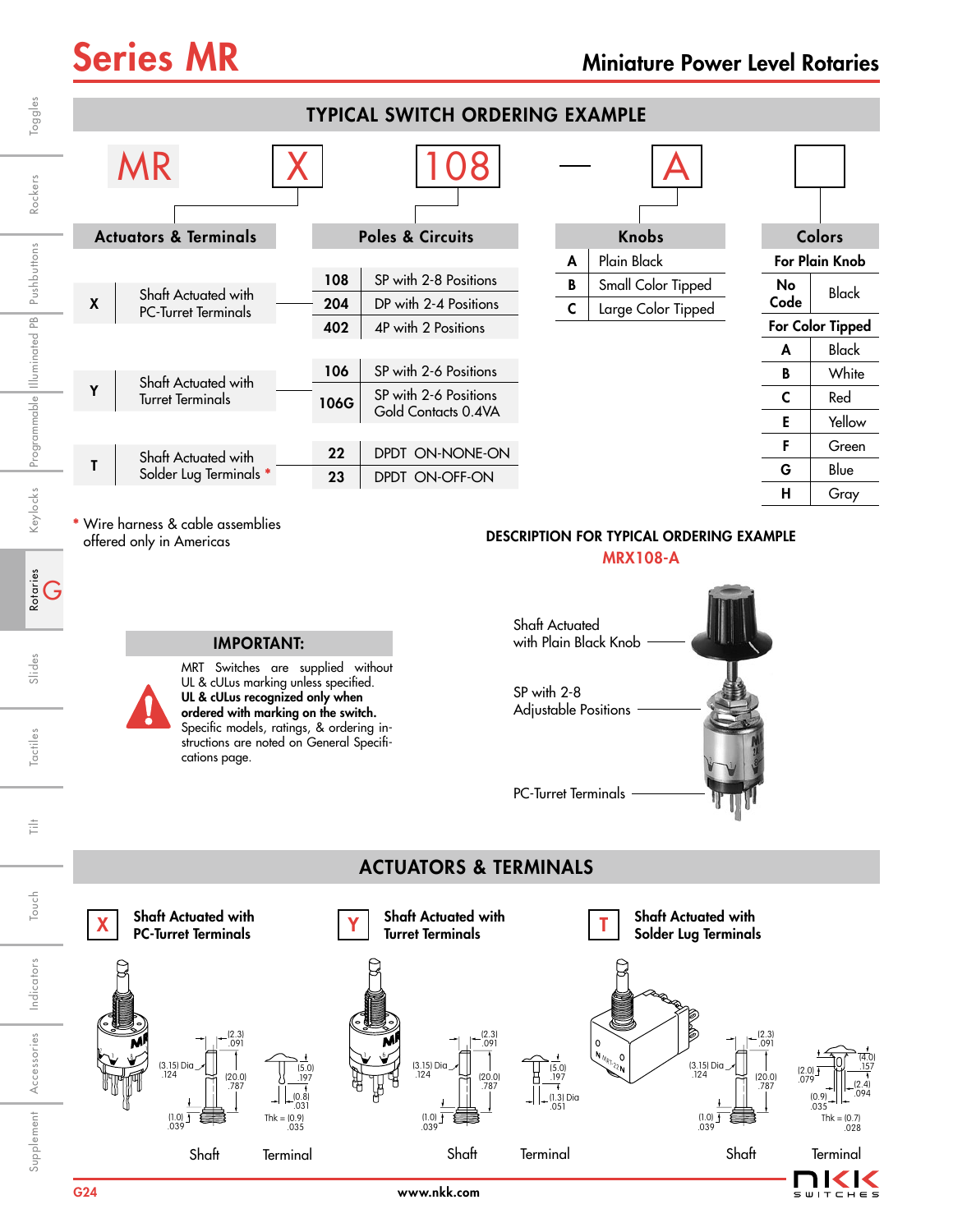# Series MR

## Miniature Power Level Rotaries

## TYPICAL SWITCH ORDERING EXAMPLE

MR | X | 108 | — | A | [ ]

### Actuators & Terminals

| Code | Description |
|---|---|
| X | Shaft Actuated with PC-Turret Terminals |
| Y | Shaft Actuated with Turret Terminals |
| T | Shaft Actuated with Solder Lug Terminals * |

### Poles & Circuits

| Code | Description |
|---|---|
| 108 | SP with 2-8 Positions |
| 204 | DP with 2-4 Positions |
| 402 | 4P with 2 Positions |
| 106 | SP with 2-6 Positions |
| 106G | SP with 2-6 Positions Gold Contacts 0.4VA |
| 22 | DPDT ON-NONE-ON |
| 23 | DPDT ON-OFF-ON |

### Knobs

| Code | Description |
|---|---|
| A | Plain Black |
| B | Small Color Tipped |
| C | Large Color Tipped |

### Colors

| For Plain Knob | |
|---|---|
| No Code | Black |
| **For Color Tipped** | |
| A | Black |
| B | White |
| C | Red |
| E | Yellow |
| F | Green |
| G | Blue |
| H | Gray |

* Wire harness & cable assemblies offered only in Americas

### DESCRIPTION FOR TYPICAL ORDERING EXAMPLE

MRX108-A

- Shaft Actuated with Plain Black Knob
- SP with 2-8 Adjustable Positions
- PC-Turret Terminals

### IMPORTANT:

MRT Switches are supplied without UL & cULus marking unless specified. **UL & cULus recognized only when ordered with marking on the switch.** Specific models, ratings, & ordering instructions are noted on General Specifications page.

## ACTUATORS & TERMINALS

**X** Shaft Actuated with PC-Turret Terminals

Shaft: (3.15) Dia .124; (2.3) .091; (20.0) .787; (1.0) .039
Terminal: (5.0) .197; (0.8) .031; Thk = (0.9) .035

**Y** Shaft Actuated with Turret Terminals

Shaft: (3.15) Dia .124; (2.3) .091; (20.0) .787; (1.0) .039
Terminal: (5.0) .197; (1.3) Dia .051

**T** Shaft Actuated with Solder Lug Terminals

Shaft: (3.15) Dia .124; (2.3) .091; (20.0) .787; (1.0) .039
Terminal: (4.0) .157; (2.0) .079; (2.4) .094; (0.9) .035; Thk = (0.7) .028

www.nkk.com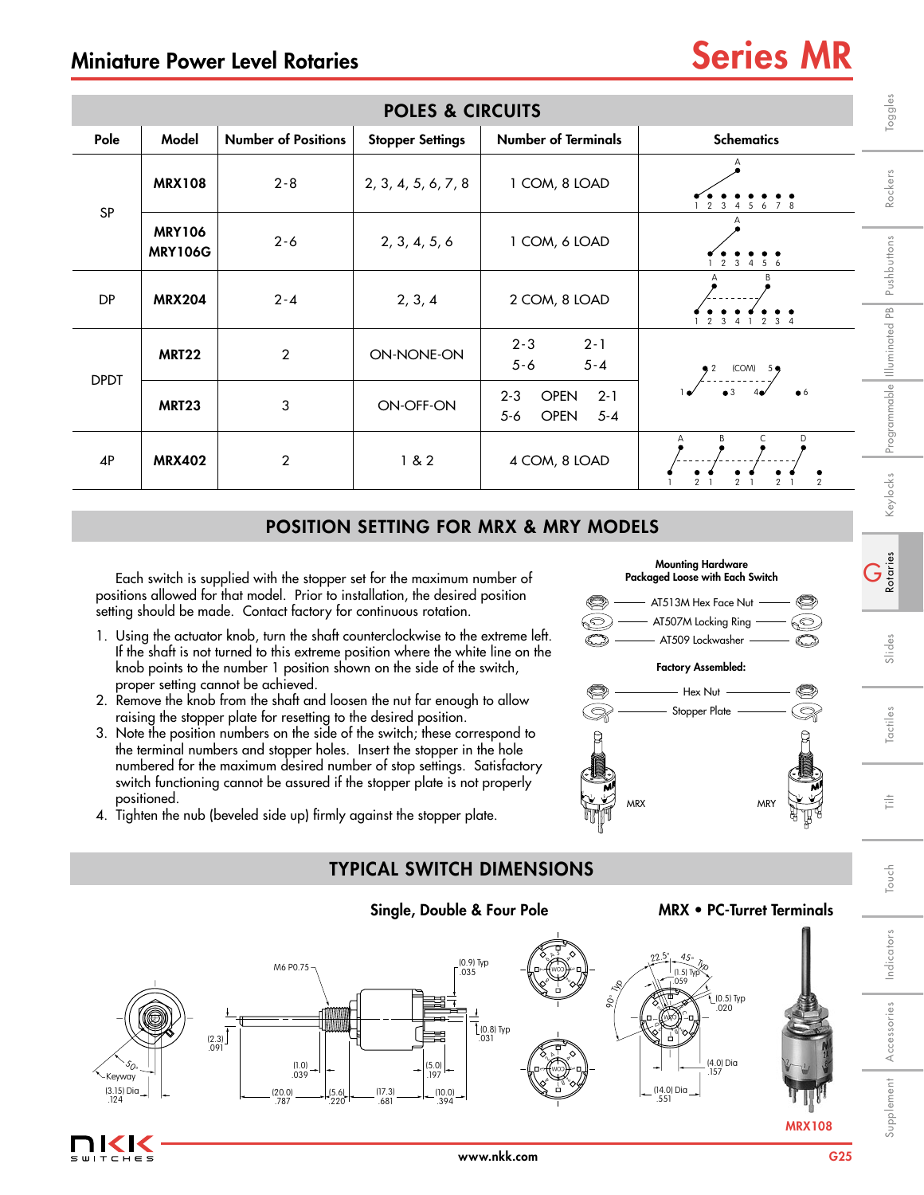# Miniature Power Level Rotaries

## Series MR

## POLES & CIRCUITS

| Pole | Model | Number of Positions | Stopper Settings | Number of Terminals | Schematics |
|---|---|---|---|---|---|
| SP | MRX108 | 2-8 | 2, 3, 4, 5, 6, 7, 8 | 1 COM, 8 LOAD | |
| | MRY106 MRY106G | 2-6 | 2, 3, 4, 5, 6 | 1 COM, 6 LOAD | |
| DP | MRX204 | 2-4 | 2, 3, 4 | 2 COM, 8 LOAD | |
| DPDT | MRT22 | 2 | ON-NONE-ON | 2-3 2-1 5-6 5-4 | |
| | MRT23 | 3 | ON-OFF-ON | 2-3 OPEN 2-1 5-6 OPEN 5-4 | |
| 4P | MRX402 | 2 | 1 & 2 | 4 COM, 8 LOAD | |

## POSITION SETTING FOR MRX & MRY MODELS

Each switch is supplied with the stopper set for the maximum number of positions allowed for that model. Prior to installation, the desired position setting should be made. Contact factory for continuous rotation.

1. Using the actuator knob, turn the shaft counterclockwise to the extreme left. If the shaft is not turned to this extreme position where the white line on the knob points to the number 1 position shown on the side of the switch, proper setting cannot be achieved.
2. Remove the knob from the shaft and loosen the nut far enough to allow raising the stopper plate for resetting to the desired position.
3. Note the position numbers on the side of the switch; these correspond to the terminal numbers and stopper holes. Insert the stopper in the hole numbered for the maximum desired number of stop settings. Satisfactory switch functioning cannot be assured if the stopper plate is not properly positioned.
4. Tighten the nub (beveled side up) firmly against the stopper plate.

**Mounting Hardware Packaged Loose with Each Switch**

- AT513M Hex Face Nut
- AT507M Locking Ring
- AT509 Lockwasher

**Factory Assembled:**

- Hex Nut
- Stopper Plate

MRX MRY

## TYPICAL SWITCH DIMENSIONS

**Single, Double & Four Pole**

**MRX • PC-Turret Terminals**

MRX108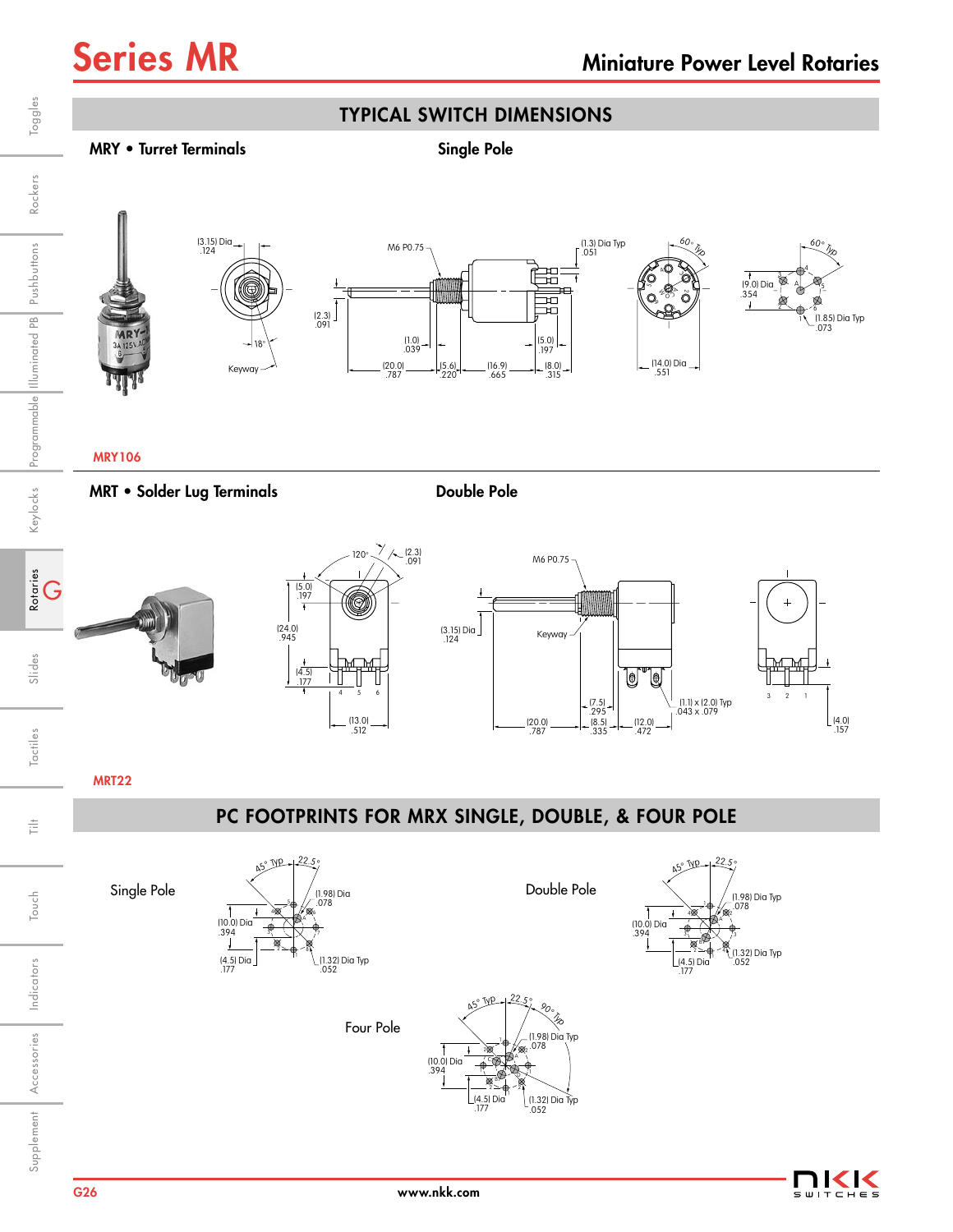# Series MR

## Miniature Power Level Rotaries

## TYPICAL SWITCH DIMENSIONS

### MRY • Turret Terminals

### Single Pole

(3.15) Dia .124

Keyway

18°

M6 P0.75

(1.3) Dia Typ .051

(2.3) .091

(1.0) .039

(5.0) .197

(20.0) .787

(5.6) .220

(16.9) .665

(8.0) .315

60° Typ

(14.0) Dia .551

60° Typ

(9.0) Dia .354

(1.85) Dia Typ .073

MRY106

### MRT • Solder Lug Terminals

### Double Pole

120°

(2.3) .091

(5.0) .197

(24.0) .945

(4.5) .177

(13.0) .512

M6 P0.75

(3.15) Dia .124

Keyway

(7.5) .295

(8.5) .335

(20.0) .787

(12.0) .472

(1.1) x (2.0) Typ .043 x .079

(4.0) .157

MRT22

## PC FOOTPRINTS FOR MRX SINGLE, DOUBLE, & FOUR POLE

Single Pole

45° Typ 22.5°

(1.98) Dia .078

(10.0) Dia .394

(4.5) Dia .177

(1.32) Dia Typ .052

Double Pole

45° Typ 22.5°

(1.98) Dia Typ .078

(10.0) Dia .394

(4.5) Dia .177

(1.32) Dia Typ .052

Four Pole

45° Typ 22.5° 90° Typ

(1.98) Dia Typ .078

(10.0) Dia .394

(4.5) Dia .177

(1.32) Dia Typ .052

www.nkk.com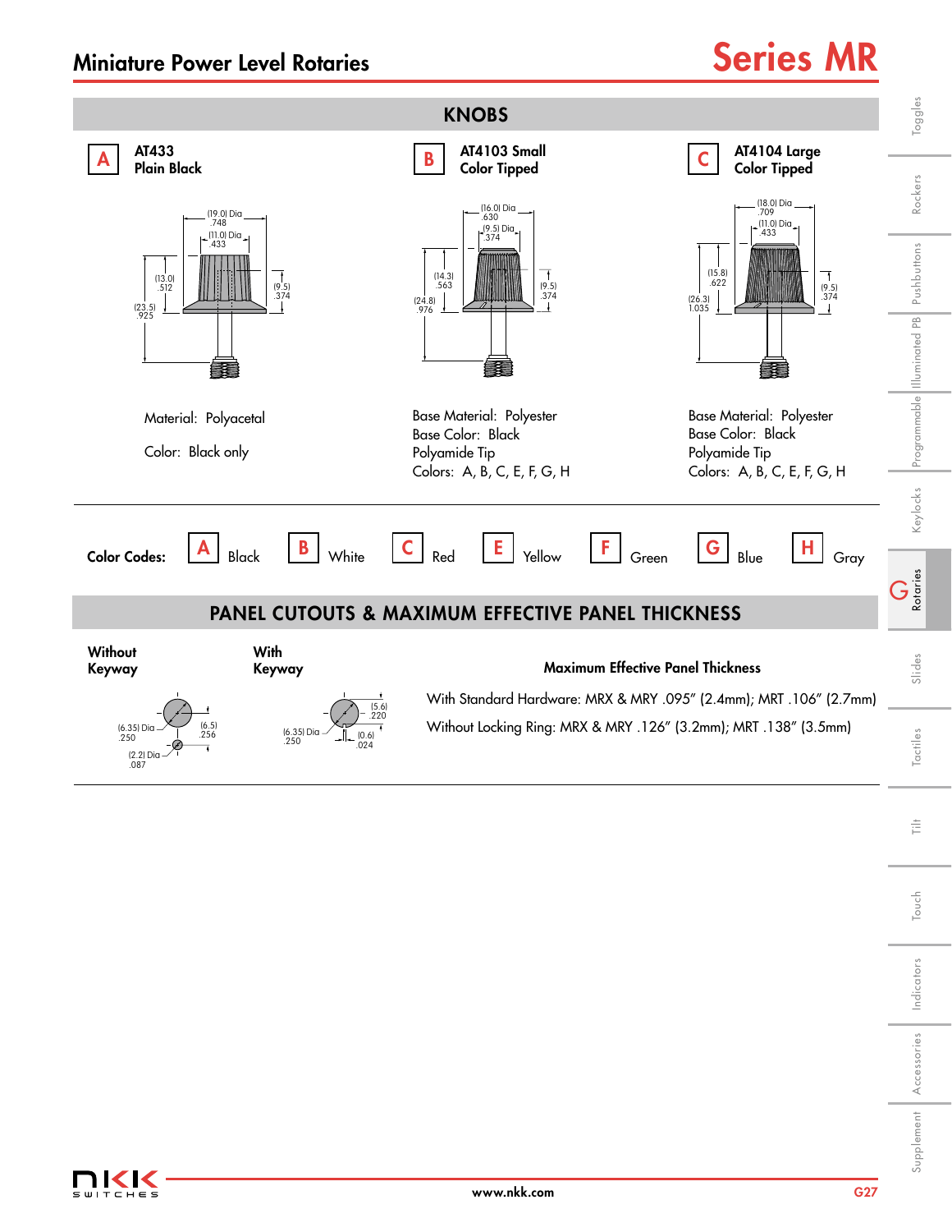# Miniature Power Level Rotaries

## Series MR

## KNOBS

**A** **AT433 Plain Black**

(19.0) Dia
.748
(11.0) Dia
.433
(13.0)
.512
(9.5)
.374
(23.5)
.925

Material: Polyacetal

Color: Black only

**B** **AT4103 Small Color Tipped**

(16.0) Dia
.630
(9.5) Dia
.374
(14.3)
.563
(9.5)
.374
(24.8)
.976

Base Material: Polyester
Base Color: Black
Polyamide Tip
Colors: A, B, C, E, F, G, H

**C** **AT4104 Large Color Tipped**

(18.0) Dia
.709
(11.0) Dia
.433
(15.8)
.622
(9.5)
.374
(26.3)
1.035

Base Material: Polyester
Base Color: Black
Polyamide Tip
Colors: A, B, C, E, F, G, H

**Color Codes:** **A** Black **B** White **C** Red **E** Yellow **F** Green **G** Blue **H** Gray

## PANEL CUTOUTS & MAXIMUM EFFECTIVE PANEL THICKNESS

**Without Keyway**

(6.35) Dia
.250
(6.5)
.256
(2.2) Dia
.087

**With Keyway**

(6.35) Dia
.250
(5.6)
.220
(0.6)
.024

**Maximum Effective Panel Thickness**

With Standard Hardware: MRX & MRY .095" (2.4mm); MRT .106" (2.7mm)

Without Locking Ring: MRX & MRY .126" (3.2mm); MRT .138" (3.5mm)